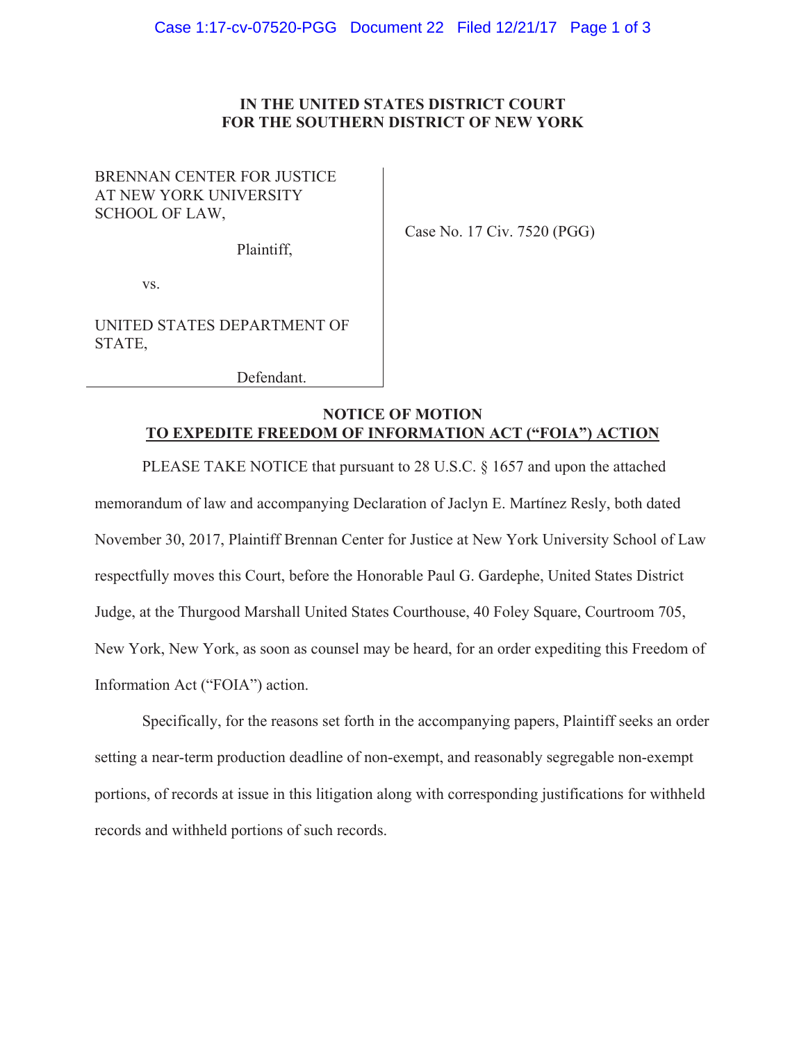**IN THE UNITED STATES DISTRICT COURT**
**FOR THE SOUTHERN DISTRICT OF NEW YORK**

| | |
|---|---|
| BRENNAN CENTER FOR JUSTICE AT NEW YORK UNIVERSITY SCHOOL OF LAW,<br><br>Plaintiff,<br><br>vs.<br><br>UNITED STATES DEPARTMENT OF STATE,<br><br>Defendant. | Case No. 17 Civ. 7520 (PGG) |

**NOTICE OF MOTION**
**TO EXPEDITE FREEDOM OF INFORMATION ACT ("FOIA") ACTION**

PLEASE TAKE NOTICE that pursuant to 28 U.S.C. § 1657 and upon the attached memorandum of law and accompanying Declaration of Jaclyn E. Martínez Resly, both dated November 30, 2017, Plaintiff Brennan Center for Justice at New York University School of Law respectfully moves this Court, before the Honorable Paul G. Gardephe, United States District Judge, at the Thurgood Marshall United States Courthouse, 40 Foley Square, Courtroom 705, New York, New York, as soon as counsel may be heard, for an order expediting this Freedom of Information Act ("FOIA") action.

Specifically, for the reasons set forth in the accompanying papers, Plaintiff seeks an order setting a near-term production deadline of non-exempt, and reasonably segregable non-exempt portions, of records at issue in this litigation along with corresponding justifications for withheld records and withheld portions of such records.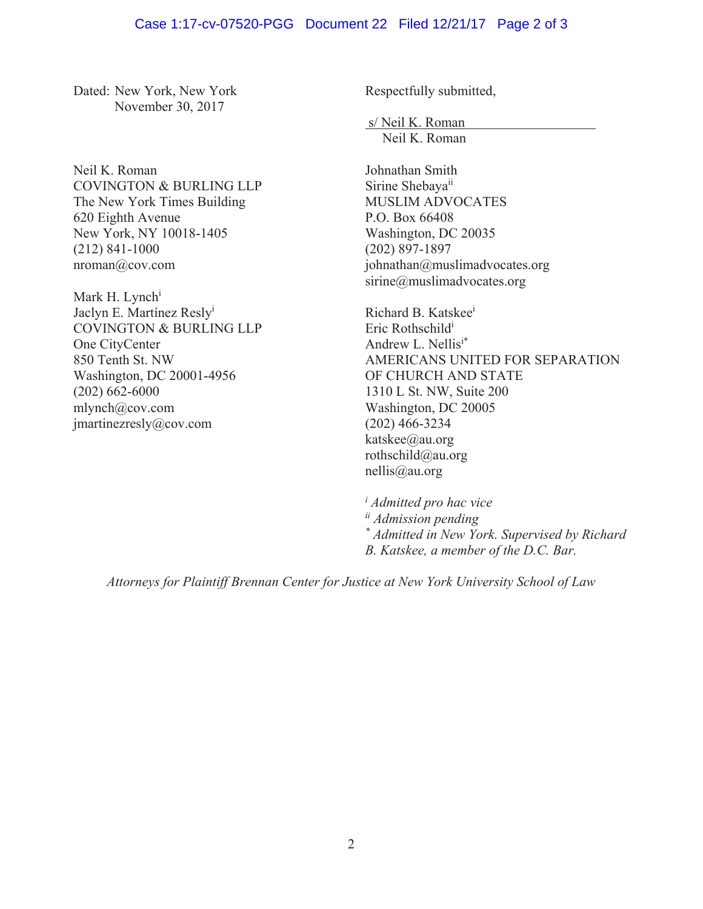Dated: New York, New York
November 30, 2017

Respectfully submitted,

s/ Neil K. Roman
Neil K. Roman

Neil K. Roman
COVINGTON & BURLING LLP
The New York Times Building
620 Eighth Avenue
New York, NY 10018-1405
(212) 841-1000
nroman@cov.com

Mark H. Lynch[i]
Jaclyn E. Martínez Resly[i]
COVINGTON & BURLING LLP
One CityCenter
850 Tenth St. NW
Washington, DC 20001-4956
(202) 662-6000
mlynch@cov.com
jmartinezresly@cov.com

Johnathan Smith
Sirine Shebaya[ii]
MUSLIM ADVOCATES
P.O. Box 66408
Washington, DC 20035
(202) 897-1897
johnathan@muslimadvocates.org
sirine@muslimadvocates.org

Richard B. Katskee[i]
Eric Rothschild[i]
Andrew L. Nellis[i*]
AMERICANS UNITED FOR SEPARATION OF CHURCH AND STATE
1310 L St. NW, Suite 200
Washington, DC 20005
(202) 466-3234
katskee@au.org
rothschild@au.org
nellis@au.org

[i] *Admitted pro hac vice*
[ii] *Admission pending*
[*] *Admitted in New York. Supervised by Richard B. Katskee, a member of the D.C. Bar.*

*Attorneys for Plaintiff Brennan Center for Justice at New York University School of Law*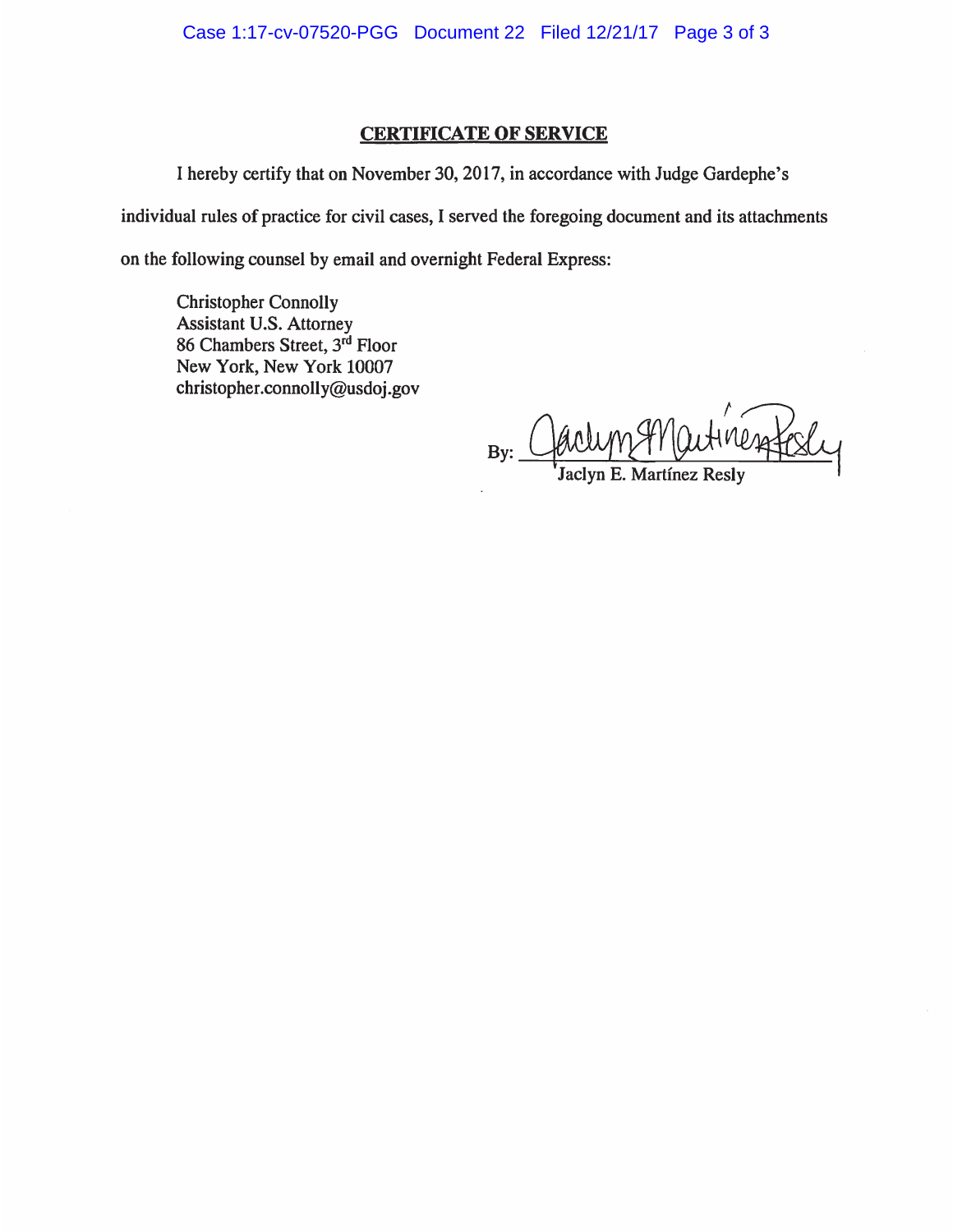## CERTIFICATE OF SERVICE

I hereby certify that on November 30, 2017, in accordance with Judge Gardephe's individual rules of practice for civil cases, I served the foregoing document and its attachments on the following counsel by email and overnight Federal Express:

Christopher Connolly
Assistant U.S. Attorney
86 Chambers Street, 3rd Floor
New York, New York 10007
christopher.connolly@usdoj.gov

By: ______________________
Jaclyn E. Martínez Resly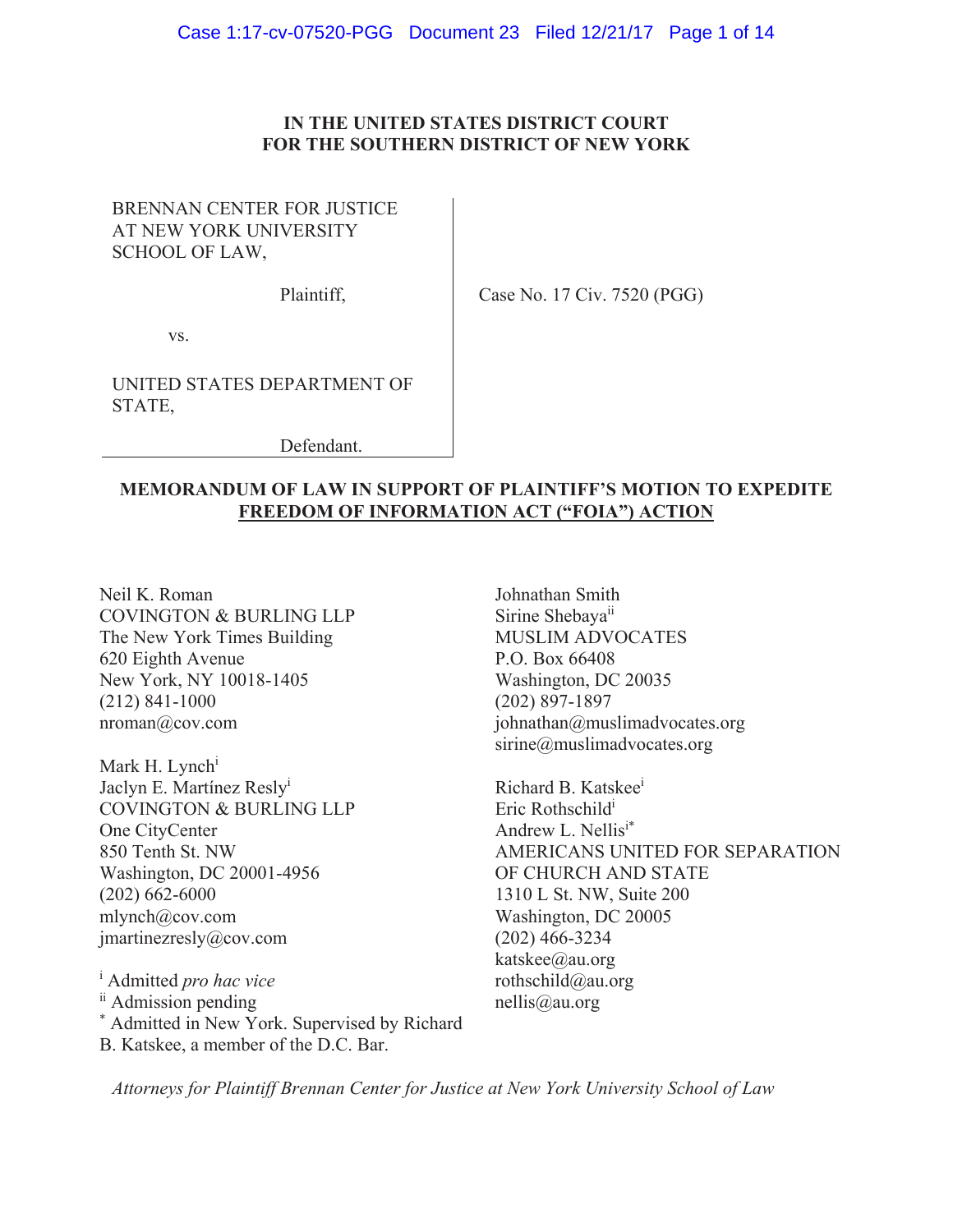**IN THE UNITED STATES DISTRICT COURT**
**FOR THE SOUTHERN DISTRICT OF NEW YORK**

BRENNAN CENTER FOR JUSTICE AT NEW YORK UNIVERSITY SCHOOL OF LAW,

Plaintiff,

vs.

UNITED STATES DEPARTMENT OF STATE,

Defendant.

Case No. 17 Civ. 7520 (PGG)

**MEMORANDUM OF LAW IN SUPPORT OF PLAINTIFF'S MOTION TO EXPEDITE FREEDOM OF INFORMATION ACT ("FOIA") ACTION**

Neil K. Roman
COVINGTON & BURLING LLP
The New York Times Building
620 Eighth Avenue
New York, NY 10018-1405
(212) 841-1000
nroman@cov.com

Mark H. Lynch[i]
Jaclyn E. Martínez Resly[i]
COVINGTON & BURLING LLP
One CityCenter
850 Tenth St. NW
Washington, DC 20001-4956
(202) 662-6000
mlynch@cov.com
jmartinezresly@cov.com

Johnathan Smith
Sirine Shebaya[ii]
MUSLIM ADVOCATES
P.O. Box 66408
Washington, DC 20035
(202) 897-1897
johnathan@muslimadvocates.org
sirine@muslimadvocates.org

Richard B. Katskee[i]
Eric Rothschild[i]
Andrew L. Nellis[i*]
AMERICANS UNITED FOR SEPARATION OF CHURCH AND STATE
1310 L St. NW, Suite 200
Washington, DC 20005
(202) 466-3234
katskee@au.org
rothschild@au.org
nellis@au.org

[i] Admitted *pro hac vice*
[ii] Admission pending
[*] Admitted in New York. Supervised by Richard B. Katskee, a member of the D.C. Bar.

*Attorneys for Plaintiff Brennan Center for Justice at New York University School of Law*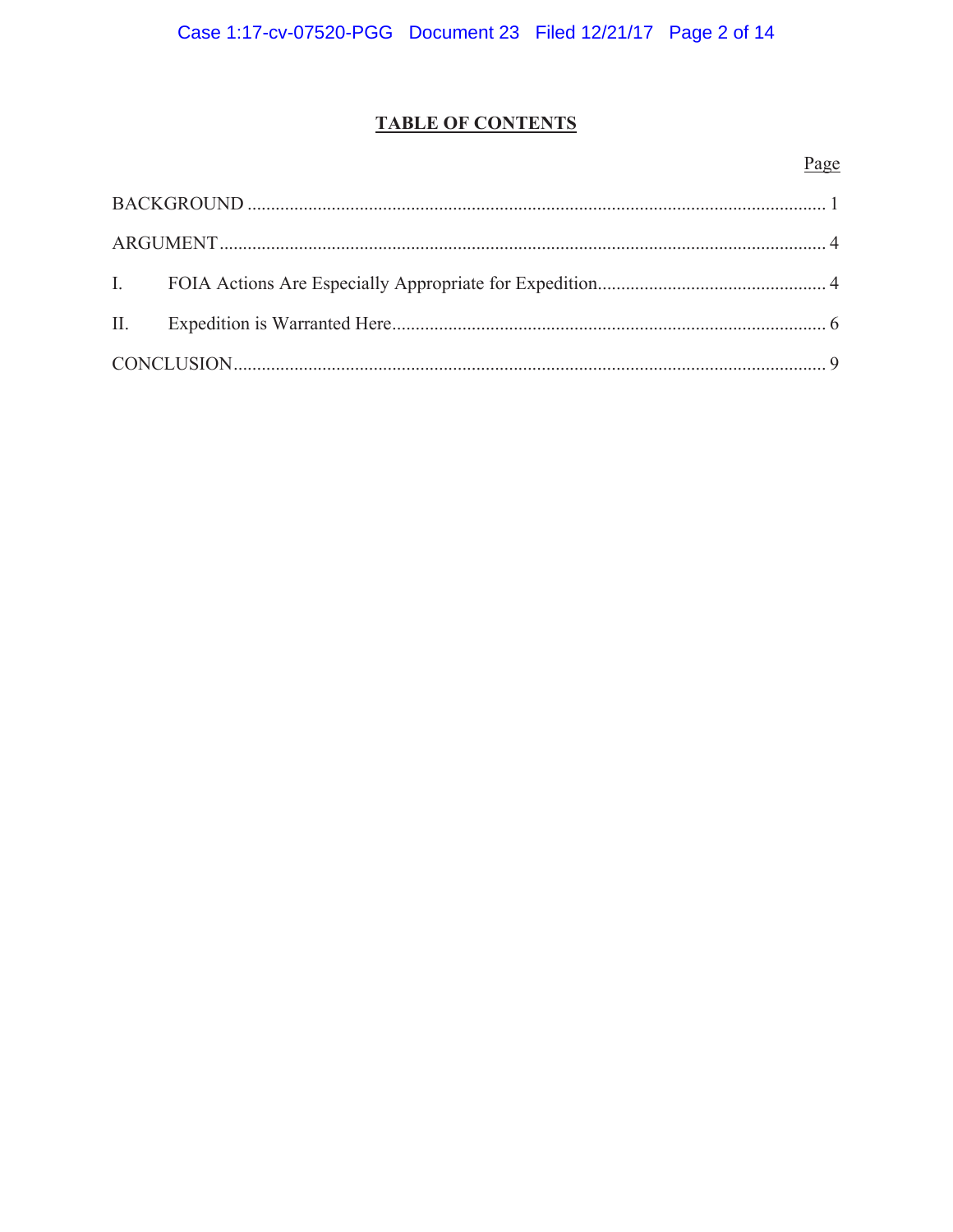# TABLE OF CONTENTS

| | Page |
|---|---|
| BACKGROUND | 1 |
| ARGUMENT | 4 |
| I. FOIA Actions Are Especially Appropriate for Expedition | 4 |
| II. Expedition is Warranted Here | 6 |
| CONCLUSION | 9 |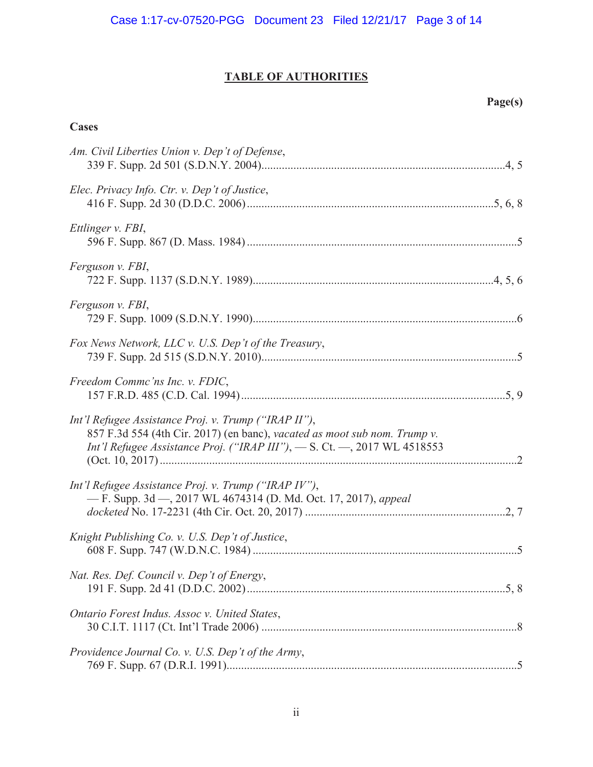## TABLE OF AUTHORITIES

**Page(s)**

### Cases

*Am. Civil Liberties Union v. Dep't of Defense*,
339 F. Supp. 2d 501 (S.D.N.Y. 2004) ........ 4, 5

*Elec. Privacy Info. Ctr. v. Dep't of Justice*,
416 F. Supp. 2d 30 (D.D.C. 2006) ........ 5, 6, 8

*Ettlinger v. FBI*,
596 F. Supp. 867 (D. Mass. 1984) ........ 5

*Ferguson v. FBI*,
722 F. Supp. 1137 (S.D.N.Y. 1989) ........ 4, 5, 6

*Ferguson v. FBI*,
729 F. Supp. 1009 (S.D.N.Y. 1990) ........ 6

*Fox News Network, LLC v. U.S. Dep't of the Treasury*,
739 F. Supp. 2d 515 (S.D.N.Y. 2010) ........ 5

*Freedom Commc'ns Inc. v. FDIC*,
157 F.R.D. 485 (C.D. Cal. 1994) ........ 5, 9

*Int'l Refugee Assistance Proj. v. Trump ("IRAP II")*,
857 F.3d 554 (4th Cir. 2017) (en banc), *vacated as moot sub nom. Trump v. Int'l Refugee Assistance Proj. ("IRAP III")*, — S. Ct. —, 2017 WL 4518553 (Oct. 10, 2017) ........ 2

*Int'l Refugee Assistance Proj. v. Trump ("IRAP IV")*,
— F. Supp. 3d —, 2017 WL 4674314 (D. Md. Oct. 17, 2017), *appeal docketed* No. 17-2231 (4th Cir. Oct. 20, 2017) ........ 2, 7

*Knight Publishing Co. v. U.S. Dep't of Justice*,
608 F. Supp. 747 (W.D.N.C. 1984) ........ 5

*Nat. Res. Def. Council v. Dep't of Energy*,
191 F. Supp. 2d 41 (D.D.C. 2002) ........ 5, 8

*Ontario Forest Indus. Assoc v. United States*,
30 C.I.T. 1117 (Ct. Int'l Trade 2006) ........ 8

*Providence Journal Co. v. U.S. Dep't of the Army*,
769 F. Supp. 67 (D.R.I. 1991) ........ 5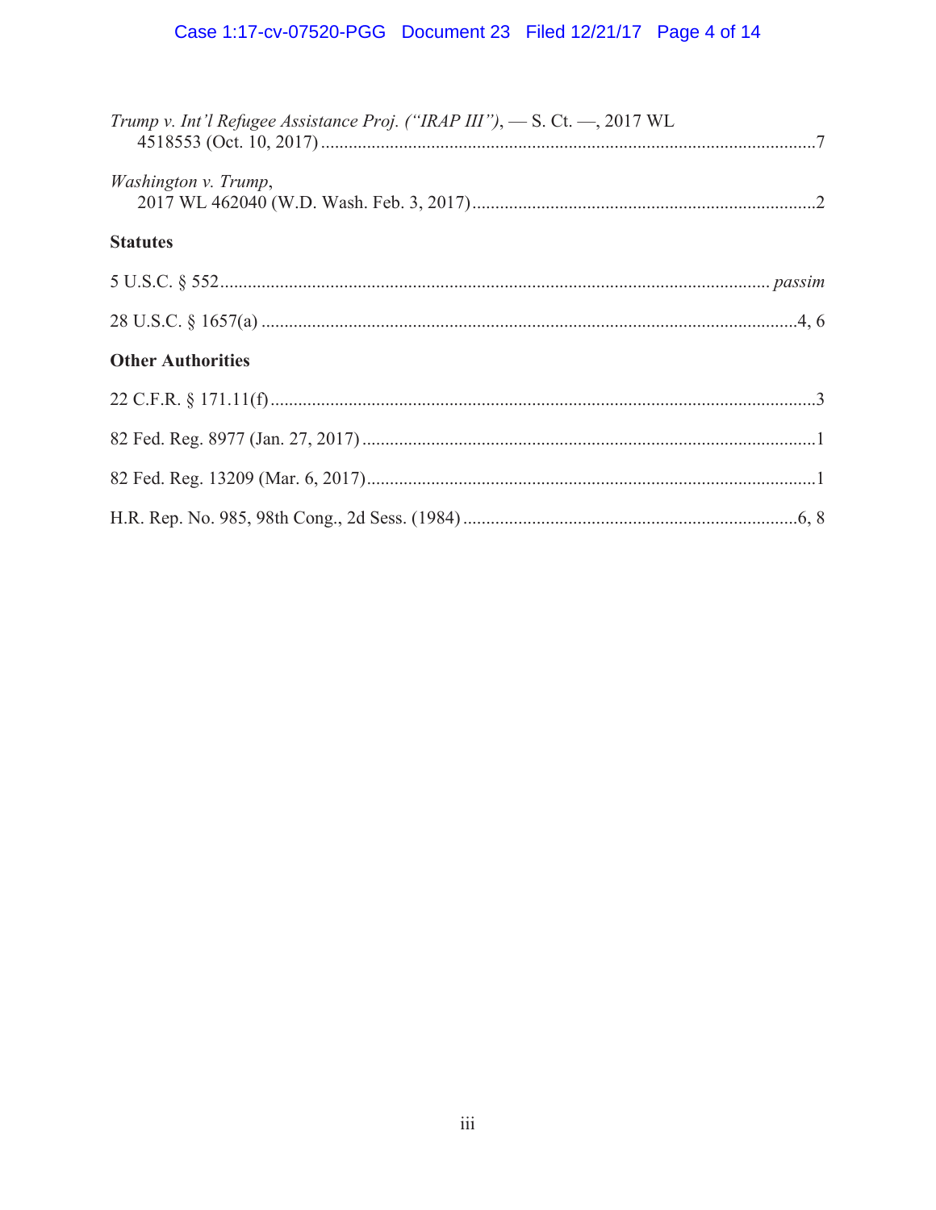*Trump v. Int'l Refugee Assistance Proj. ("IRAP III")*, — S. Ct. —, 2017 WL 4518553 (Oct. 10, 2017) ....................................................................................................7

*Washington v. Trump*, 2017 WL 462040 (W.D. Wash. Feb. 3, 2017) ....................................................................2

**Statutes**

5 U.S.C. § 552 .................................................................................................................. *passim*

28 U.S.C. § 1657(a) ...............................................................................................................4, 6

**Other Authorities**

22 C.F.R. § 171.11(f) ...............................................................................................................3

82 Fed. Reg. 8977 (Jan. 27, 2017) ............................................................................................1

82 Fed. Reg. 13209 (Mar. 6, 2017) ...........................................................................................1

H.R. Rep. No. 985, 98th Cong., 2d Sess. (1984) ...................................................................6, 8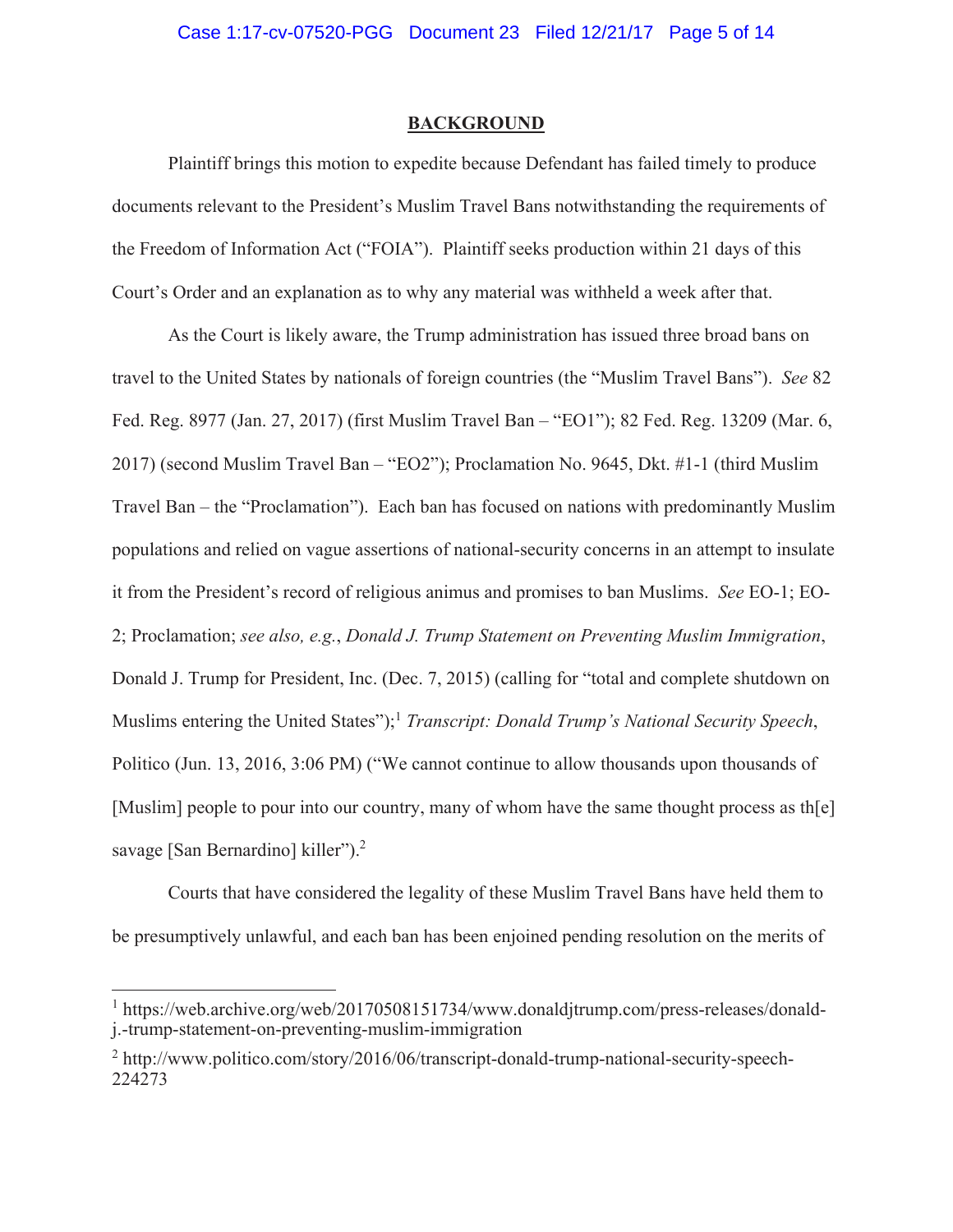## BACKGROUND

Plaintiff brings this motion to expedite because Defendant has failed timely to produce documents relevant to the President's Muslim Travel Bans notwithstanding the requirements of the Freedom of Information Act ("FOIA"). Plaintiff seeks production within 21 days of this Court's Order and an explanation as to why any material was withheld a week after that.

As the Court is likely aware, the Trump administration has issued three broad bans on travel to the United States by nationals of foreign countries (the "Muslim Travel Bans"). *See* 82 Fed. Reg. 8977 (Jan. 27, 2017) (first Muslim Travel Ban – "EO1"); 82 Fed. Reg. 13209 (Mar. 6, 2017) (second Muslim Travel Ban – "EO2"); Proclamation No. 9645, Dkt. #1-1 (third Muslim Travel Ban – the "Proclamation"). Each ban has focused on nations with predominantly Muslim populations and relied on vague assertions of national-security concerns in an attempt to insulate it from the President's record of religious animus and promises to ban Muslims. *See* EO-1; EO-2; Proclamation; *see also, e.g.*, *Donald J. Trump Statement on Preventing Muslim Immigration*, Donald J. Trump for President, Inc. (Dec. 7, 2015) (calling for "total and complete shutdown on Muslims entering the United States");[1] *Transcript: Donald Trump's National Security Speech*, Politico (Jun. 13, 2016, 3:06 PM) ("We cannot continue to allow thousands upon thousands of [Muslim] people to pour into our country, many of whom have the same thought process as th[e] savage [San Bernardino] killer").[2]

Courts that have considered the legality of these Muslim Travel Bans have held them to be presumptively unlawful, and each ban has been enjoined pending resolution on the merits of

---

[1] https://web.archive.org/web/20170508151734/www.donaldjtrump.com/press-releases/donald-j.-trump-statement-on-preventing-muslim-immigration

[2] http://www.politico.com/story/2016/06/transcript-donald-trump-national-security-speech-224273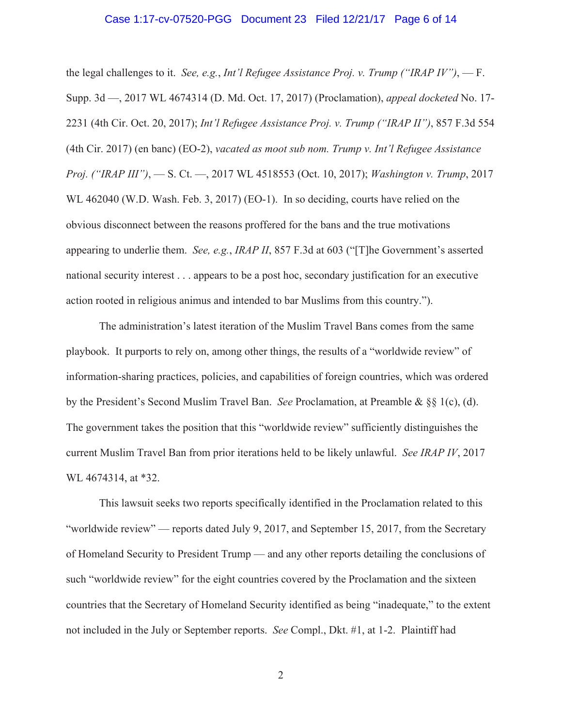the legal challenges to it. *See, e.g.*, *Int'l Refugee Assistance Proj. v. Trump ("IRAP IV")*, — F. Supp. 3d —, 2017 WL 4674314 (D. Md. Oct. 17, 2017) (Proclamation), *appeal docketed* No. 17-2231 (4th Cir. Oct. 20, 2017); *Int'l Refugee Assistance Proj. v. Trump ("IRAP II")*, 857 F.3d 554 (4th Cir. 2017) (en banc) (EO-2), *vacated as moot sub nom. Trump v. Int'l Refugee Assistance Proj. ("IRAP III")*, — S. Ct. —, 2017 WL 4518553 (Oct. 10, 2017); *Washington v. Trump*, 2017 WL 462040 (W.D. Wash. Feb. 3, 2017) (EO-1). In so deciding, courts have relied on the obvious disconnect between the reasons proffered for the bans and the true motivations appearing to underlie them. *See, e.g.*, *IRAP II*, 857 F.3d at 603 ("[T]he Government's asserted national security interest . . . appears to be a post hoc, secondary justification for an executive action rooted in religious animus and intended to bar Muslims from this country.").

The administration's latest iteration of the Muslim Travel Bans comes from the same playbook. It purports to rely on, among other things, the results of a "worldwide review" of information-sharing practices, policies, and capabilities of foreign countries, which was ordered by the President's Second Muslim Travel Ban. *See* Proclamation, at Preamble & §§ 1(c), (d). The government takes the position that this "worldwide review" sufficiently distinguishes the current Muslim Travel Ban from prior iterations held to be likely unlawful. *See IRAP IV*, 2017 WL 4674314, at *32.

This lawsuit seeks two reports specifically identified in the Proclamation related to this "worldwide review" — reports dated July 9, 2017, and September 15, 2017, from the Secretary of Homeland Security to President Trump — and any other reports detailing the conclusions of such "worldwide review" for the eight countries covered by the Proclamation and the sixteen countries that the Secretary of Homeland Security identified as being "inadequate," to the extent not included in the July or September reports. *See* Compl., Dkt. #1, at 1-2. Plaintiff had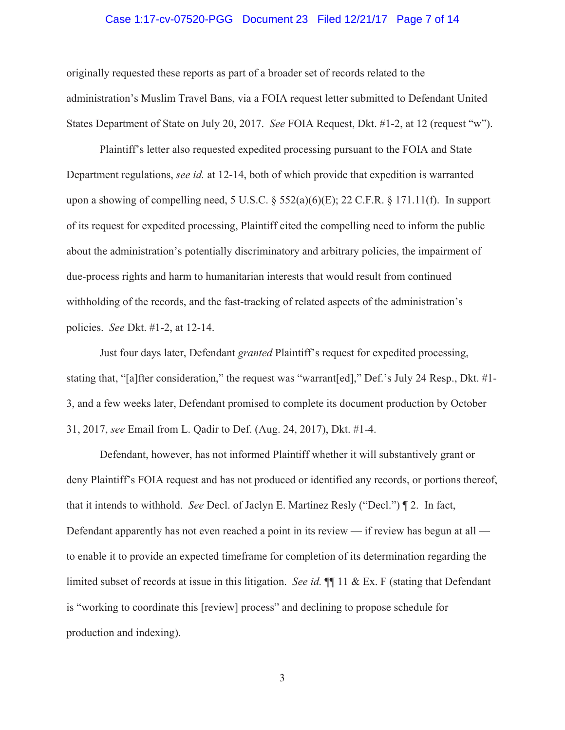originally requested these reports as part of a broader set of records related to the administration's Muslim Travel Bans, via a FOIA request letter submitted to Defendant United States Department of State on July 20, 2017. *See* FOIA Request, Dkt. #1-2, at 12 (request "w").

Plaintiff's letter also requested expedited processing pursuant to the FOIA and State Department regulations, *see id.* at 12-14, both of which provide that expedition is warranted upon a showing of compelling need, 5 U.S.C. § 552(a)(6)(E); 22 C.F.R. § 171.11(f). In support of its request for expedited processing, Plaintiff cited the compelling need to inform the public about the administration's potentially discriminatory and arbitrary policies, the impairment of due-process rights and harm to humanitarian interests that would result from continued withholding of the records, and the fast-tracking of related aspects of the administration's policies. *See* Dkt. #1-2, at 12-14.

Just four days later, Defendant *granted* Plaintiff's request for expedited processing, stating that, "[a]fter consideration," the request was "warrant[ed]," Def.'s July 24 Resp., Dkt. #1-3, and a few weeks later, Defendant promised to complete its document production by October 31, 2017, *see* Email from L. Qadir to Def. (Aug. 24, 2017), Dkt. #1-4.

Defendant, however, has not informed Plaintiff whether it will substantively grant or deny Plaintiff's FOIA request and has not produced or identified any records, or portions thereof, that it intends to withhold. *See* Decl. of Jaclyn E. Martínez Resly ("Decl.") ¶ 2. In fact, Defendant apparently has not even reached a point in its review — if review has begun at all — to enable it to provide an expected timeframe for completion of its determination regarding the limited subset of records at issue in this litigation. *See id.* ¶¶ 11 & Ex. F (stating that Defendant is "working to coordinate this [review] process" and declining to propose schedule for production and indexing).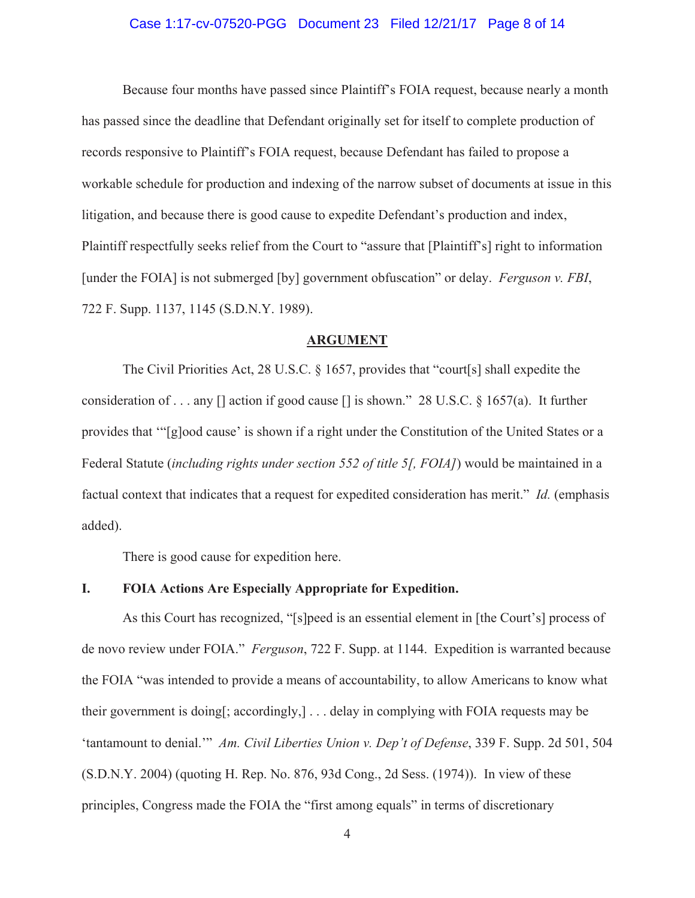Because four months have passed since Plaintiff's FOIA request, because nearly a month has passed since the deadline that Defendant originally set for itself to complete production of records responsive to Plaintiff's FOIA request, because Defendant has failed to propose a workable schedule for production and indexing of the narrow subset of documents at issue in this litigation, and because there is good cause to expedite Defendant's production and index, Plaintiff respectfully seeks relief from the Court to "assure that [Plaintiff's] right to information [under the FOIA] is not submerged [by] government obfuscation" or delay. *Ferguson v. FBI*, 722 F. Supp. 1137, 1145 (S.D.N.Y. 1989).

## ARGUMENT

The Civil Priorities Act, 28 U.S.C. § 1657, provides that "court[s] shall expedite the consideration of . . . any [] action if good cause [] is shown." 28 U.S.C. § 1657(a). It further provides that "'[g]ood cause' is shown if a right under the Constitution of the United States or a Federal Statute (*including rights under section 552 of title 5[, FOIA]*) would be maintained in a factual context that indicates that a request for expedited consideration has merit." *Id.* (emphasis added).

There is good cause for expedition here.

### I. FOIA Actions Are Especially Appropriate for Expedition.

As this Court has recognized, "[s]peed is an essential element in [the Court's] process of de novo review under FOIA." *Ferguson*, 722 F. Supp. at 1144. Expedition is warranted because the FOIA "was intended to provide a means of accountability, to allow Americans to know what their government is doing[; accordingly,] . . . delay in complying with FOIA requests may be 'tantamount to denial.'" *Am. Civil Liberties Union v. Dep't of Defense*, 339 F. Supp. 2d 501, 504 (S.D.N.Y. 2004) (quoting H. Rep. No. 876, 93d Cong., 2d Sess. (1974)). In view of these principles, Congress made the FOIA the "first among equals" in terms of discretionary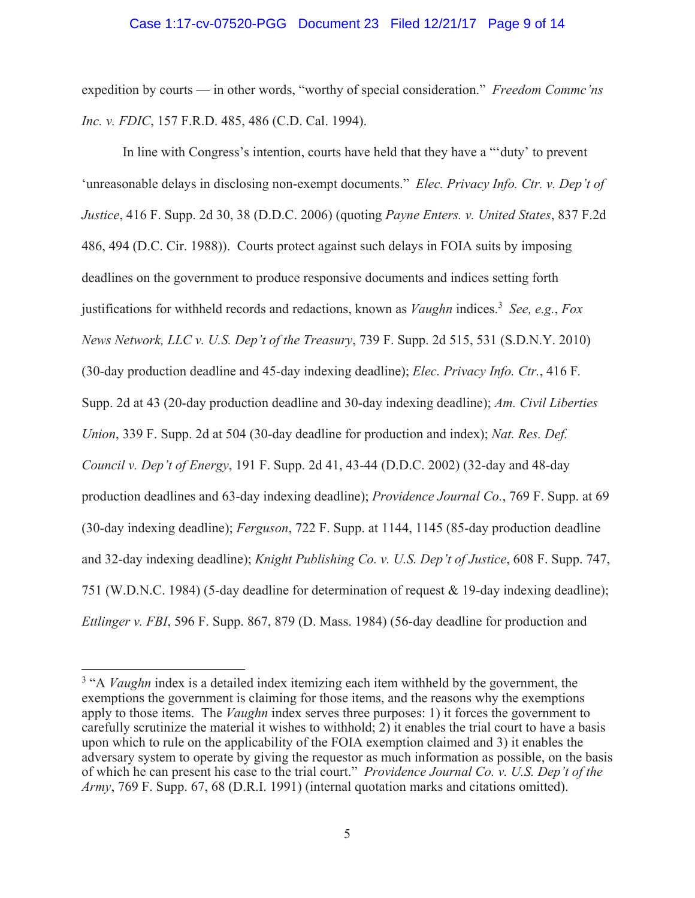expedition by courts — in other words, "worthy of special consideration." *Freedom Commc'ns Inc. v. FDIC*, 157 F.R.D. 485, 486 (C.D. Cal. 1994).

In line with Congress's intention, courts have held that they have a "'duty' to prevent 'unreasonable delays in disclosing non-exempt documents." *Elec. Privacy Info. Ctr. v. Dep't of Justice*, 416 F. Supp. 2d 30, 38 (D.D.C. 2006) (quoting *Payne Enters. v. United States*, 837 F.2d 486, 494 (D.C. Cir. 1988)). Courts protect against such delays in FOIA suits by imposing deadlines on the government to produce responsive documents and indices setting forth justifications for withheld records and redactions, known as *Vaughn* indices.[3] *See, e.g.*, *Fox News Network, LLC v. U.S. Dep't of the Treasury*, 739 F. Supp. 2d 515, 531 (S.D.N.Y. 2010) (30-day production deadline and 45-day indexing deadline); *Elec. Privacy Info. Ctr.*, 416 F. Supp. 2d at 43 (20-day production deadline and 30-day indexing deadline); *Am. Civil Liberties Union*, 339 F. Supp. 2d at 504 (30-day deadline for production and index); *Nat. Res. Def. Council v. Dep't of Energy*, 191 F. Supp. 2d 41, 43-44 (D.D.C. 2002) (32-day and 48-day production deadlines and 63-day indexing deadline); *Providence Journal Co.*, 769 F. Supp. at 69 (30-day indexing deadline); *Ferguson*, 722 F. Supp. at 1144, 1145 (85-day production deadline and 32-day indexing deadline); *Knight Publishing Co. v. U.S. Dep't of Justice*, 608 F. Supp. 747, 751 (W.D.N.C. 1984) (5-day deadline for determination of request & 19-day indexing deadline); *Ettlinger v. FBI*, 596 F. Supp. 867, 879 (D. Mass. 1984) (56-day deadline for production and

---

[3] "A *Vaughn* index is a detailed index itemizing each item withheld by the government, the exemptions the government is claiming for those items, and the reasons why the exemptions apply to those items. The *Vaughn* index serves three purposes: 1) it forces the government to carefully scrutinize the material it wishes to withhold; 2) it enables the trial court to have a basis upon which to rule on the applicability of the FOIA exemption claimed and 3) it enables the adversary system to operate by giving the requestor as much information as possible, on the basis of which he can present his case to the trial court." *Providence Journal Co. v. U.S. Dep't of the Army*, 769 F. Supp. 67, 68 (D.R.I. 1991) (internal quotation marks and citations omitted).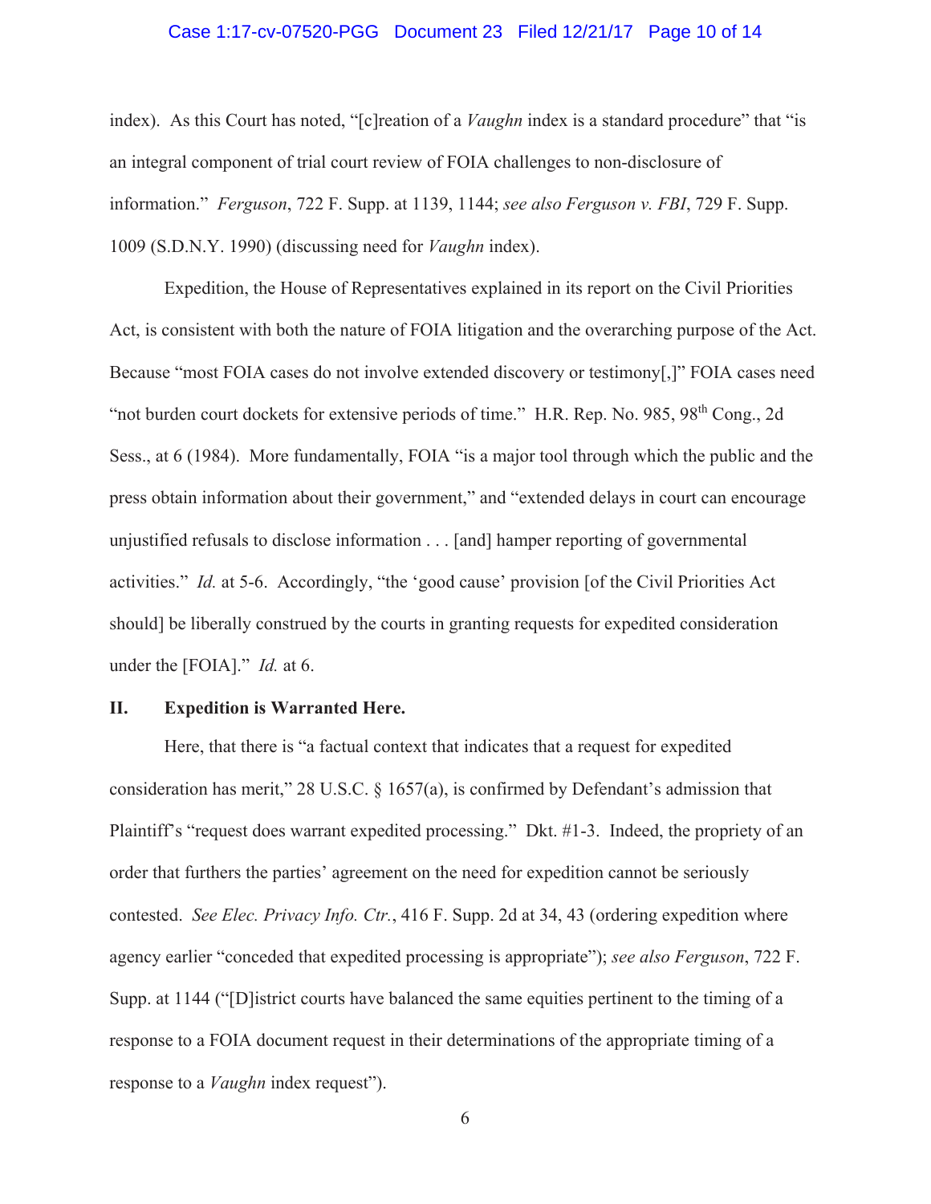index). As this Court has noted, "[c]reation of a *Vaughn* index is a standard procedure" that "is an integral component of trial court review of FOIA challenges to non-disclosure of information." *Ferguson*, 722 F. Supp. at 1139, 1144; *see also Ferguson v. FBI*, 729 F. Supp. 1009 (S.D.N.Y. 1990) (discussing need for *Vaughn* index).

Expedition, the House of Representatives explained in its report on the Civil Priorities Act, is consistent with both the nature of FOIA litigation and the overarching purpose of the Act. Because "most FOIA cases do not involve extended discovery or testimony[,]" FOIA cases need "not burden court dockets for extensive periods of time." H.R. Rep. No. 985, 98th Cong., 2d Sess., at 6 (1984). More fundamentally, FOIA "is a major tool through which the public and the press obtain information about their government," and "extended delays in court can encourage unjustified refusals to disclose information . . . [and] hamper reporting of governmental activities." *Id.* at 5-6. Accordingly, "the 'good cause' provision [of the Civil Priorities Act should] be liberally construed by the courts in granting requests for expedited consideration under the [FOIA]." *Id.* at 6.

## II. Expedition is Warranted Here.

Here, that there is "a factual context that indicates that a request for expedited consideration has merit," 28 U.S.C. § 1657(a), is confirmed by Defendant's admission that Plaintiff's "request does warrant expedited processing." Dkt. #1-3. Indeed, the propriety of an order that furthers the parties' agreement on the need for expedition cannot be seriously contested. *See Elec. Privacy Info. Ctr.*, 416 F. Supp. 2d at 34, 43 (ordering expedition where agency earlier "conceded that expedited processing is appropriate"); *see also Ferguson*, 722 F. Supp. at 1144 ("[D]istrict courts have balanced the same equities pertinent to the timing of a response to a FOIA document request in their determinations of the appropriate timing of a response to a *Vaughn* index request").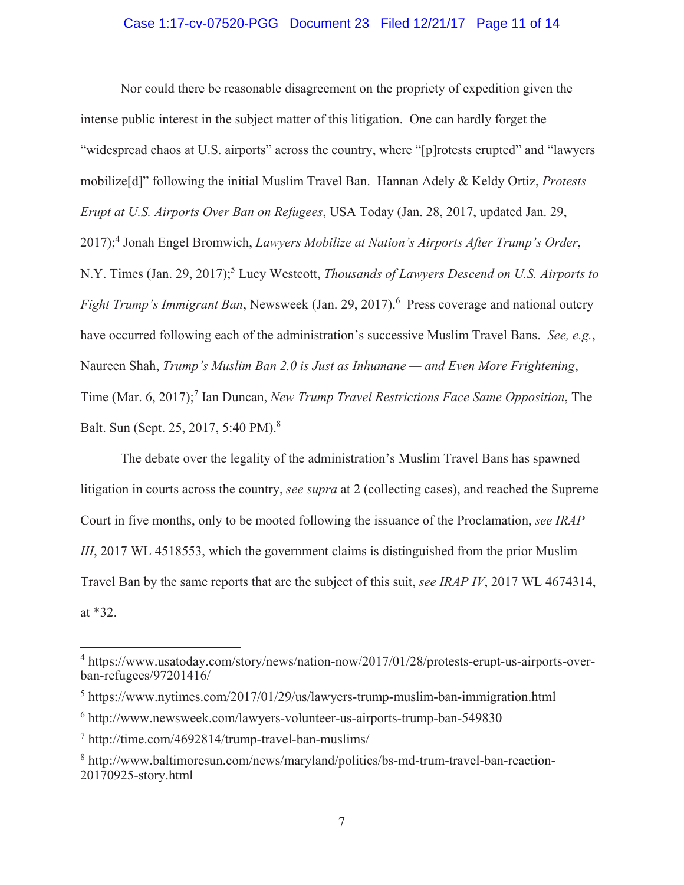Nor could there be reasonable disagreement on the propriety of expedition given the intense public interest in the subject matter of this litigation. One can hardly forget the "widespread chaos at U.S. airports" across the country, where "[p]rotests erupted" and "lawyers mobilize[d]" following the initial Muslim Travel Ban. Hannan Adely & Keldy Ortiz, *Protests Erupt at U.S. Airports Over Ban on Refugees*, USA Today (Jan. 28, 2017, updated Jan. 29, 2017);[4] Jonah Engel Bromwich, *Lawyers Mobilize at Nation's Airports After Trump's Order*, N.Y. Times (Jan. 29, 2017);[5] Lucy Westcott, *Thousands of Lawyers Descend on U.S. Airports to Fight Trump's Immigrant Ban*, Newsweek (Jan. 29, 2017).[6] Press coverage and national outcry have occurred following each of the administration's successive Muslim Travel Bans. *See, e.g.*, Naureen Shah, *Trump's Muslim Ban 2.0 is Just as Inhumane — and Even More Frightening*, Time (Mar. 6, 2017);[7] Ian Duncan, *New Trump Travel Restrictions Face Same Opposition*, The Balt. Sun (Sept. 25, 2017, 5:40 PM).[8]

The debate over the legality of the administration's Muslim Travel Bans has spawned litigation in courts across the country, *see supra* at 2 (collecting cases), and reached the Supreme Court in five months, only to be mooted following the issuance of the Proclamation, *see IRAP III*, 2017 WL 4518553, which the government claims is distinguished from the prior Muslim Travel Ban by the same reports that are the subject of this suit, *see IRAP IV*, 2017 WL 4674314, at *32.

---

[4] https://www.usatoday.com/story/news/nation-now/2017/01/28/protests-erupt-us-airports-over-ban-refugees/97201416/

[5] https://www.nytimes.com/2017/01/29/us/lawyers-trump-muslim-ban-immigration.html

[6] http://www.newsweek.com/lawyers-volunteer-us-airports-trump-ban-549830

[7] http://time.com/4692814/trump-travel-ban-muslims/

[8] http://www.baltimoresun.com/news/maryland/politics/bs-md-trum-travel-ban-reaction-20170925-story.html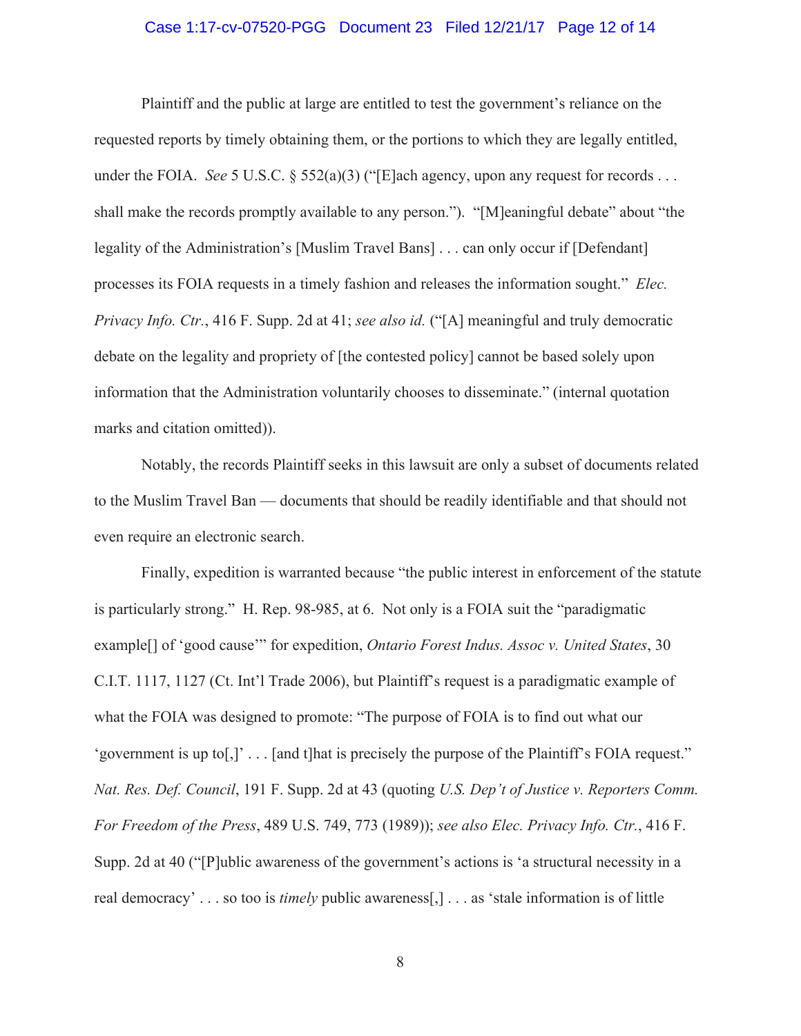Plaintiff and the public at large are entitled to test the government's reliance on the requested reports by timely obtaining them, or the portions to which they are legally entitled, under the FOIA. *See* 5 U.S.C. § 552(a)(3) ("[E]ach agency, upon any request for records . . . shall make the records promptly available to any person."). "[M]eaningful debate" about "the legality of the Administration's [Muslim Travel Bans] . . . can only occur if [Defendant] processes its FOIA requests in a timely fashion and releases the information sought." *Elec. Privacy Info. Ctr.*, 416 F. Supp. 2d at 41; *see also id.* ("[A] meaningful and truly democratic debate on the legality and propriety of [the contested policy] cannot be based solely upon information that the Administration voluntarily chooses to disseminate." (internal quotation marks and citation omitted)).

Notably, the records Plaintiff seeks in this lawsuit are only a subset of documents related to the Muslim Travel Ban — documents that should be readily identifiable and that should not even require an electronic search.

Finally, expedition is warranted because "the public interest in enforcement of the statute is particularly strong." H. Rep. 98-985, at 6. Not only is a FOIA suit the "paradigmatic example[] of 'good cause'" for expedition, *Ontario Forest Indus. Assoc v. United States*, 30 C.I.T. 1117, 1127 (Ct. Int'l Trade 2006), but Plaintiff's request is a paradigmatic example of what the FOIA was designed to promote: "The purpose of FOIA is to find out what our 'government is up to[,]' . . . [and t]hat is precisely the purpose of the Plaintiff's FOIA request." *Nat. Res. Def. Council*, 191 F. Supp. 2d at 43 (quoting *U.S. Dep't of Justice v. Reporters Comm. For Freedom of the Press*, 489 U.S. 749, 773 (1989)); *see also Elec. Privacy Info. Ctr.*, 416 F. Supp. 2d at 40 ("[P]ublic awareness of the government's actions is 'a structural necessity in a real democracy' . . . so too is *timely* public awareness[,] . . . as 'stale information is of little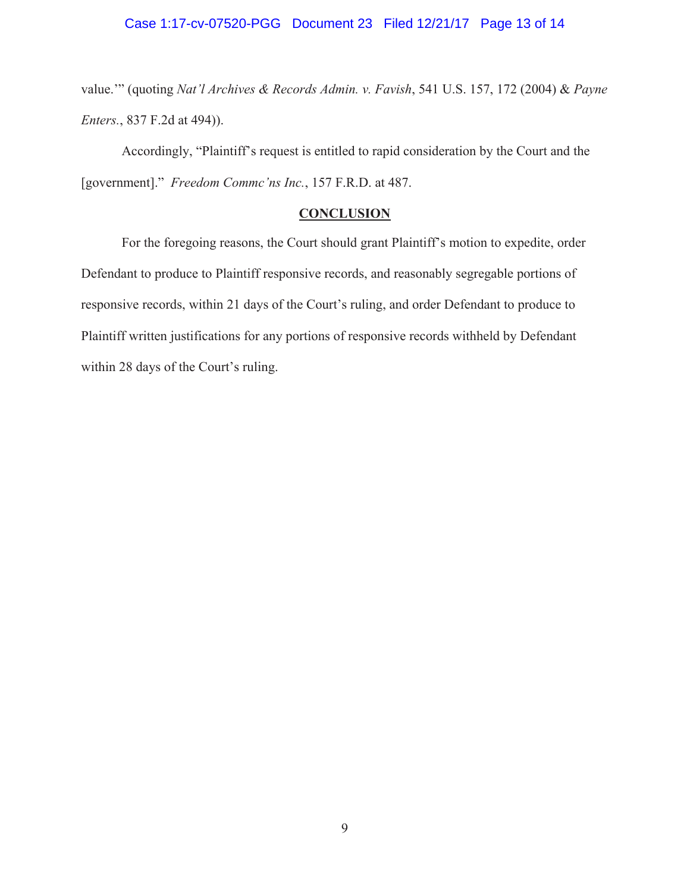value.'" (quoting *Nat'l Archives & Records Admin. v. Favish*, 541 U.S. 157, 172 (2004) & *Payne Enters.*, 837 F.2d at 494)).

Accordingly, "Plaintiff's request is entitled to rapid consideration by the Court and the [government]." *Freedom Commc'ns Inc.*, 157 F.R.D. at 487.

## CONCLUSION

For the foregoing reasons, the Court should grant Plaintiff's motion to expedite, order Defendant to produce to Plaintiff responsive records, and reasonably segregable portions of responsive records, within 21 days of the Court's ruling, and order Defendant to produce to Plaintiff written justifications for any portions of responsive records withheld by Defendant within 28 days of the Court's ruling.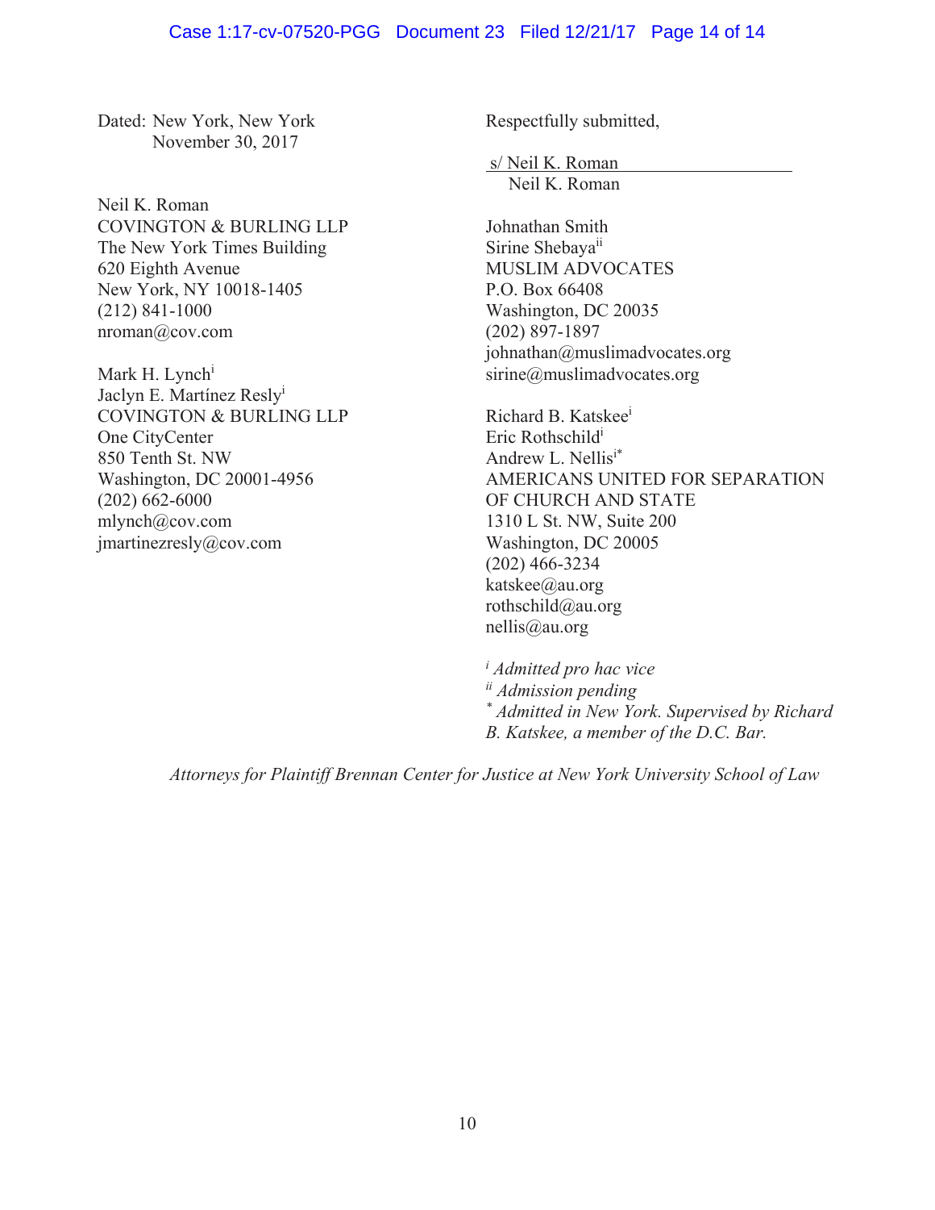Dated: New York, New York
November 30, 2017

Respectfully submitted,

s/ Neil K. Roman
Neil K. Roman

Neil K. Roman
COVINGTON & BURLING LLP
The New York Times Building
620 Eighth Avenue
New York, NY 10018-1405
(212) 841-1000
nroman@cov.com

Mark H. Lynch[i]
Jaclyn E. Martínez Resly[i]
COVINGTON & BURLING LLP
One CityCenter
850 Tenth St. NW
Washington, DC 20001-4956
(202) 662-6000
mlynch@cov.com
jmartinezresly@cov.com

Johnathan Smith
Sirine Shebaya[ii]
MUSLIM ADVOCATES
P.O. Box 66408
Washington, DC 20035
(202) 897-1897
johnathan@muslimadvocates.org
sirine@muslimadvocates.org

Richard B. Katskee[i]
Eric Rothschild[i]
Andrew L. Nellis[i*]
AMERICANS UNITED FOR SEPARATION OF CHURCH AND STATE
1310 L St. NW, Suite 200
Washington, DC 20005
(202) 466-3234
katskee@au.org
rothschild@au.org
nellis@au.org

[i] *Admitted pro hac vice*
[ii] *Admission pending*
[*] *Admitted in New York. Supervised by Richard B. Katskee, a member of the D.C. Bar.*

*Attorneys for Plaintiff Brennan Center for Justice at New York University School of Law*